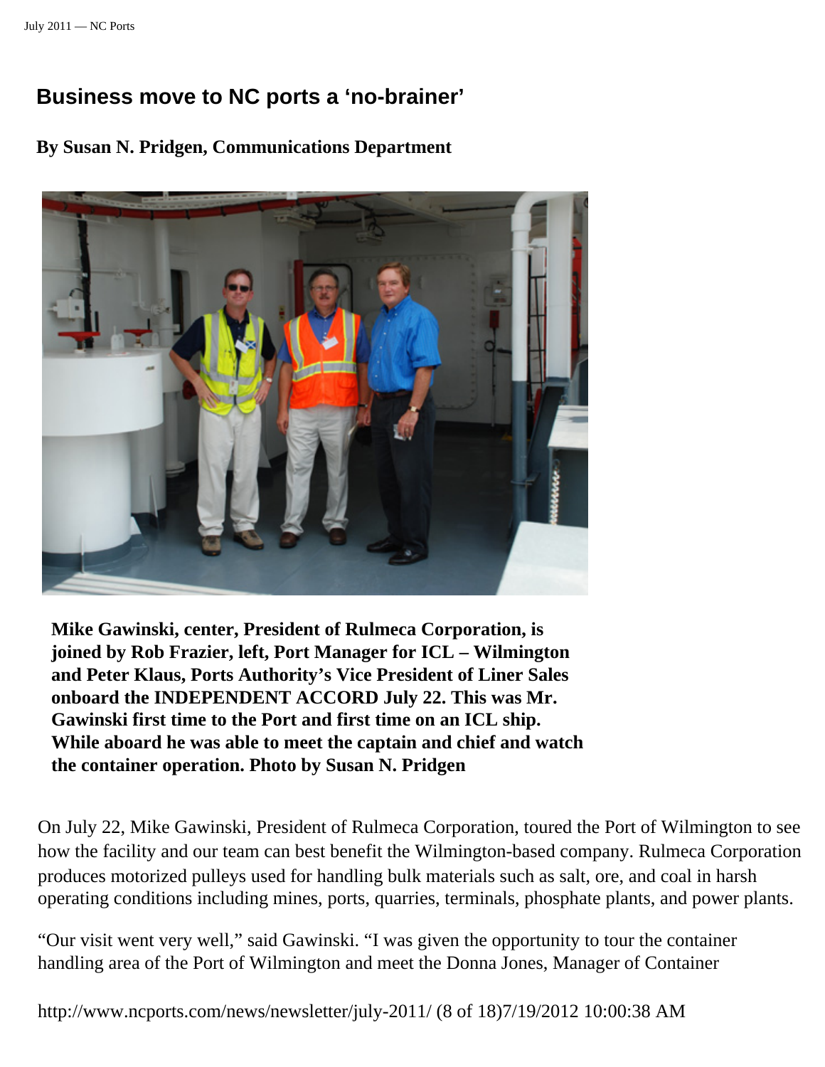# Business move to NC ports a 'no-brainer'

**By Susan N. Pridgen, Communications Department**

**Mike Gawinski, center, President of Rulmeca Corporation, is joined by Rob Frazier, left, Port Manager for ICL – Wilmington and Peter Klaus, Ports Authority's Vice President of Liner Sales onboard the INDEPENDENT ACCORD July 22. This was Mr. Gawinski first time to the Port and first time on an ICL ship. While aboard he was able to meet the captain and chief and watch the container operation. Photo by Susan N. Pridgen**

On July 22, Mike Gawinski, President of Rulmeca Corporation, toured the Port of Wilmington to see how the facility and our team can best benefit the Wilmington-based company. Rulmeca Corporation produces motorized pulleys used for handling bulk materials such as salt, ore, and coal in harsh operating conditions including mines, ports, quarries, terminals, phosphate plants, and power plants.

"Our visit went very well," said Gawinski. "I was given the opportunity to tour the container handling area of the Port of Wilmington and meet the Donna Jones, Manager of Container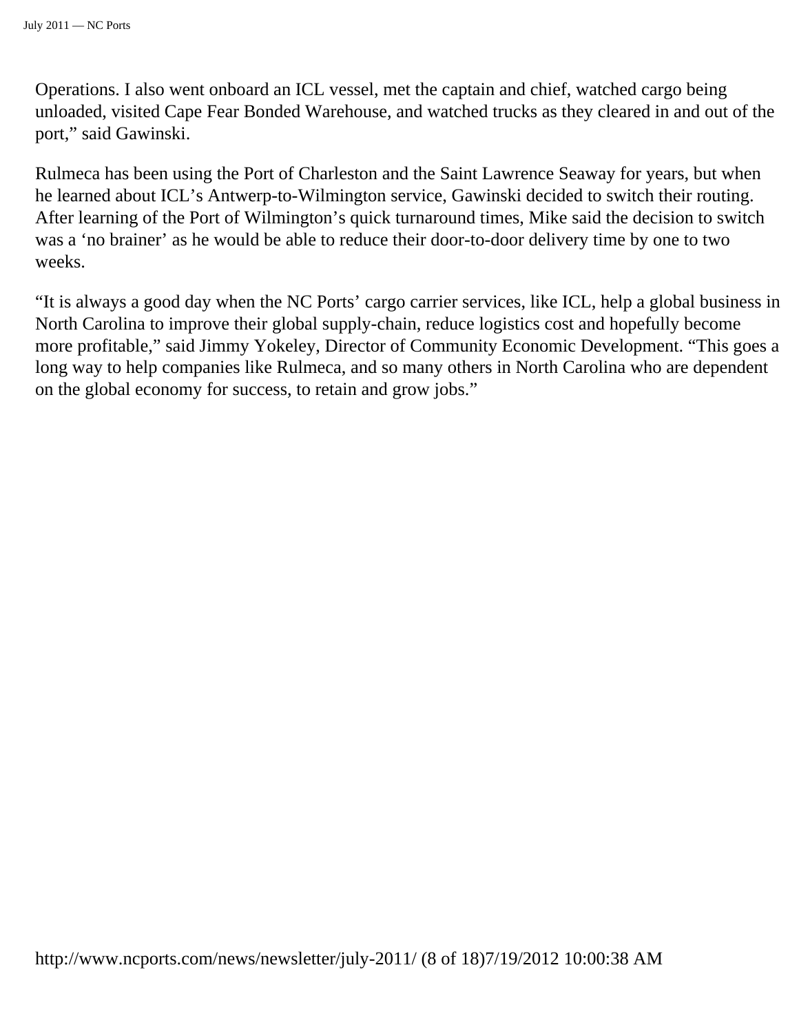Operations. I also went onboard an ICL vessel, met the captain and chief, watched cargo being unloaded, visited Cape Fear Bonded Warehouse, and watched trucks as they cleared in and out of the port," said Gawinski.

Rulmeca has been using the Port of Charleston and the Saint Lawrence Seaway for years, but when he learned about ICL's Antwerp-to-Wilmington service, Gawinski decided to switch their routing. After learning of the Port of Wilmington's quick turnaround times, Mike said the decision to switch was a 'no brainer' as he would be able to reduce their door-to-door delivery time by one to two weeks.

"It is always a good day when the NC Ports' cargo carrier services, like ICL, help a global business in North Carolina to improve their global supply-chain, reduce logistics cost and hopefully become more profitable," said Jimmy Yokeley, Director of Community Economic Development. "This goes a long way to help companies like Rulmeca, and so many others in North Carolina who are dependent on the global economy for success, to retain and grow jobs."